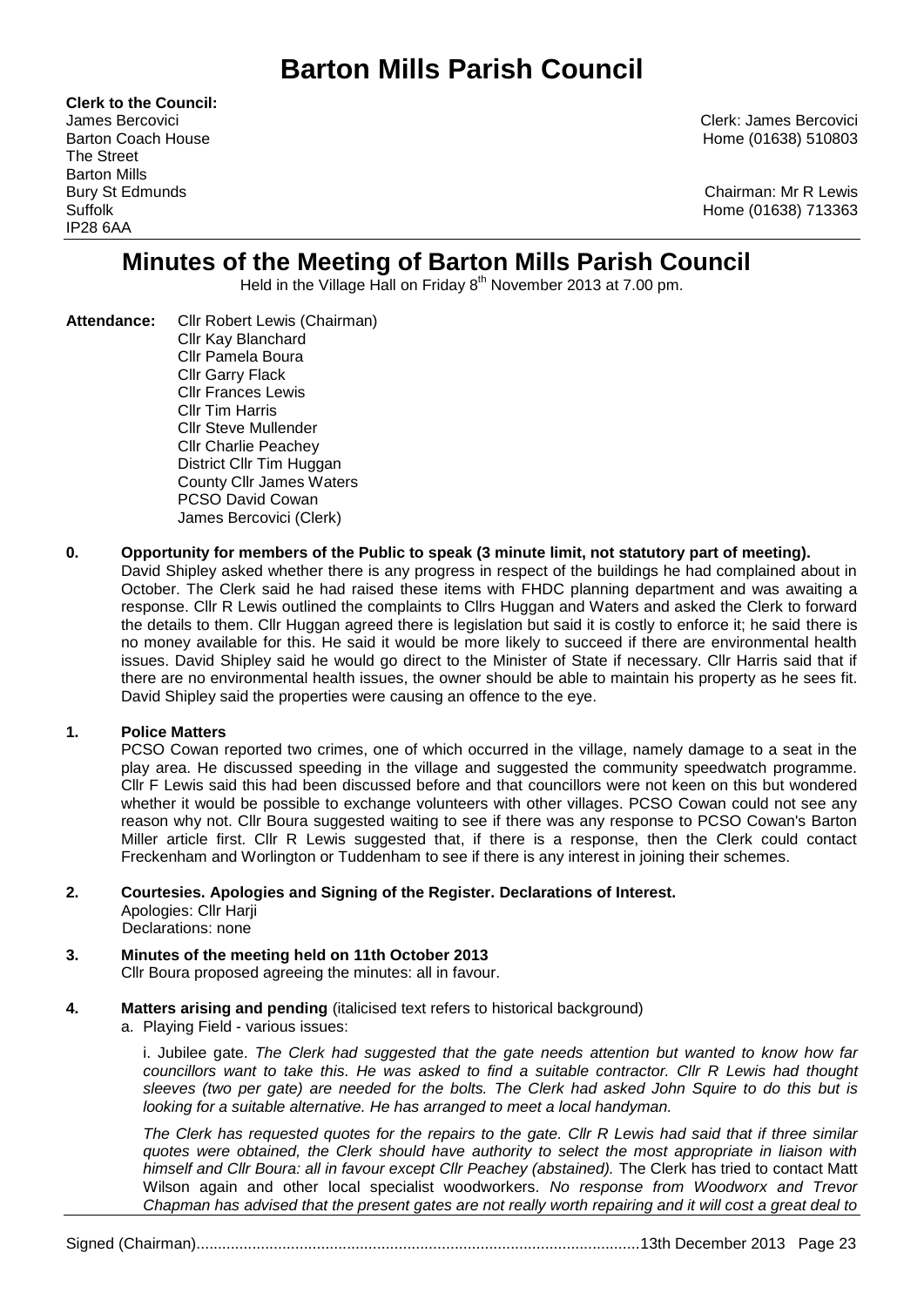# Barton Mills Parish Council

**Clerk to the Council:**
James Bercovici
Barton Coach House
The Street
Barton Mills
Bury St Edmunds
Suffolk
IP28 6AA

Clerk: James Bercovici
Home (01638) 510803

Chairman: Mr R Lewis
Home (01638) 713363

## Minutes of the Meeting of Barton Mills Parish Council

Held in the Village Hall on Friday 8th November 2013 at 7.00 pm.

**Attendance:** Cllr Robert Lewis (Chairman)
Cllr Kay Blanchard
Cllr Pamela Boura
Cllr Garry Flack
Cllr Frances Lewis
Cllr Tim Harris
Cllr Steve Mullender
Cllr Charlie Peachey
District Cllr Tim Huggan
County Cllr James Waters
PCSO David Cowan
James Bercovici (Clerk)

**0. Opportunity for members of the Public to speak (3 minute limit, not statutory part of meeting).**

David Shipley asked whether there is any progress in respect of the buildings he had complained about in October. The Clerk said he had raised these items with FHDC planning department and was awaiting a response. Cllr R Lewis outlined the complaints to Cllrs Huggan and Waters and asked the Clerk to forward the details to them. Cllr Huggan agreed there is legislation but said it is costly to enforce it; he said there is no money available for this. He said it would be more likely to succeed if there are environmental health issues. David Shipley said he would go direct to the Minister of State if necessary. Cllr Harris said that if there are no environmental health issues, the owner should be able to maintain his property as he sees fit. David Shipley said the properties were causing an offence to the eye.

**1. Police Matters**

PCSO Cowan reported two crimes, one of which occurred in the village, namely damage to a seat in the play area. He discussed speeding in the village and suggested the community speedwatch programme. Cllr F Lewis said this had been discussed before and that councillors were not keen on this but wondered whether it would be possible to exchange volunteers with other villages. PCSO Cowan could not see any reason why not. Cllr Boura suggested waiting to see if there was any response to PCSO Cowan's Barton Miller article first. Cllr R Lewis suggested that, if there is a response, then the Clerk could contact Freckenham and Worlington or Tuddenham to see if there is any interest in joining their schemes.

**2. Courtesies. Apologies and Signing of the Register. Declarations of Interest.**

Apologies: Cllr Harji
Declarations: none

**3. Minutes of the meeting held on 11th October 2013**

Cllr Boura proposed agreeing the minutes: all in favour.

**4. Matters arising and pending** (italicised text refers to historical background)

a. Playing Field - various issues:

i. Jubilee gate. *The Clerk had suggested that the gate needs attention but wanted to know how far councillors want to take this. He was asked to find a suitable contractor. Cllr R Lewis had thought sleeves (two per gate) are needed for the bolts. The Clerk had asked John Squire to do this but is looking for a suitable alternative. He has arranged to meet a local handyman.*

*The Clerk has requested quotes for the repairs to the gate. Cllr R Lewis had said that if three similar quotes were obtained, the Clerk should have authority to select the most appropriate in liaison with himself and Cllr Boura: all in favour except Cllr Peachey (abstained).* The Clerk has tried to contact Matt Wilson again and other local specialist woodworkers. *No response from Woodworx and Trevor Chapman has advised that the present gates are not really worth repairing and it will cost a great deal to*

Signed (Chairman)............................................................................................13th December 2013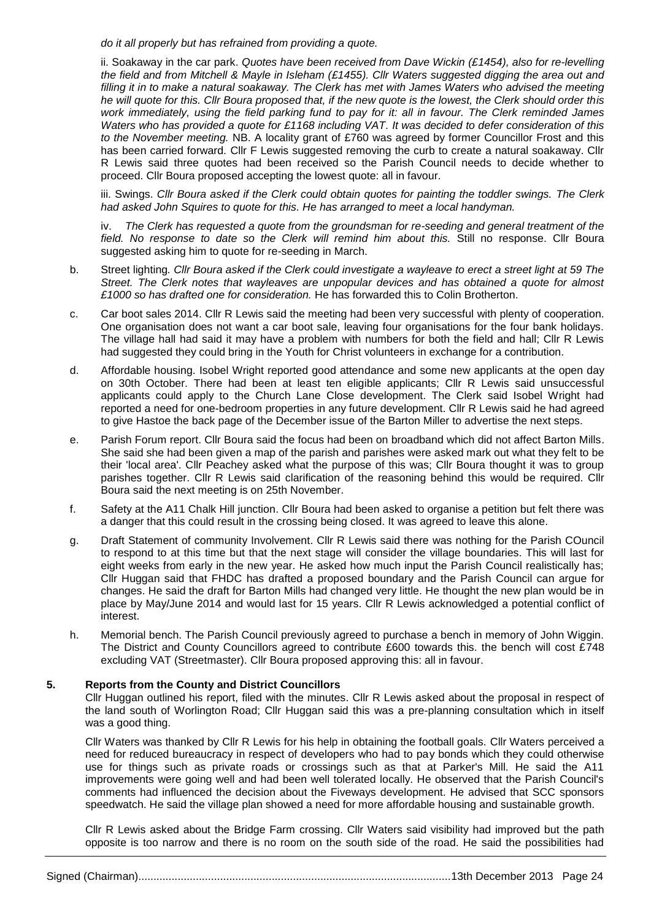*do it all properly but has refrained from providing a quote.*

ii. Soakaway in the car park. *Quotes have been received from Dave Wickin (£1454), also for re-levelling the field and from Mitchell & Mayle in Isleham (£1455). Cllr Waters suggested digging the area out and filling it in to make a natural soakaway. The Clerk has met with James Waters who advised the meeting he will quote for this. Cllr Boura proposed that, if the new quote is the lowest, the Clerk should order this work immediately, using the field parking fund to pay for it: all in favour. The Clerk reminded James Waters who has provided a quote for £1168 including VAT. It was decided to defer consideration of this to the November meeting.* NB. A locality grant of £760 was agreed by former Councillor Frost and this has been carried forward. Cllr F Lewis suggested removing the curb to create a natural soakaway. Cllr R Lewis said three quotes had been received so the Parish Council needs to decide whether to proceed. Cllr Boura proposed accepting the lowest quote: all in favour.

iii. Swings. *Cllr Boura asked if the Clerk could obtain quotes for painting the toddler swings. The Clerk had asked John Squires to quote for this. He has arranged to meet a local handyman.*

iv. *The Clerk has requested a quote from the groundsman for re-seeding and general treatment of the field. No response to date so the Clerk will remind him about this.* Still no response. Cllr Boura suggested asking him to quote for re-seeding in March.

b. Street lighting. *Cllr Boura asked if the Clerk could investigate a wayleave to erect a street light at 59 The Street. The Clerk notes that wayleaves are unpopular devices and has obtained a quote for almost £1000 so has drafted one for consideration.* He has forwarded this to Colin Brotherton.

c. Car boot sales 2014. Cllr R Lewis said the meeting had been very successful with plenty of cooperation. One organisation does not want a car boot sale, leaving four organisations for the four bank holidays. The village hall had said it may have a problem with numbers for both the field and hall; Cllr R Lewis had suggested they could bring in the Youth for Christ volunteers in exchange for a contribution.

d. Affordable housing. Isobel Wright reported good attendance and some new applicants at the open day on 30th October. There had been at least ten eligible applicants; Cllr R Lewis said unsuccessful applicants could apply to the Church Lane Close development. The Clerk said Isobel Wright had reported a need for one-bedroom properties in any future development. Cllr R Lewis said he had agreed to give Hastoe the back page of the December issue of the Barton Miller to advertise the next steps.

e. Parish Forum report. Cllr Boura said the focus had been on broadband which did not affect Barton Mills. She said she had been given a map of the parish and parishes were asked mark out what they felt to be their 'local area'. Cllr Peachey asked what the purpose of this was; Cllr Boura thought it was to group parishes together. Cllr R Lewis said clarification of the reasoning behind this would be required. Cllr Boura said the next meeting is on 25th November.

f. Safety at the A11 Chalk Hill junction. Cllr Boura had been asked to organise a petition but felt there was a danger that this could result in the crossing being closed. It was agreed to leave this alone.

g. Draft Statement of community Involvement. Cllr R Lewis said there was nothing for the Parish COuncil to respond to at this time but that the next stage will consider the village boundaries. This will last for eight weeks from early in the new year. He asked how much input the Parish Council realistically has; Cllr Huggan said that FHDC has drafted a proposed boundary and the Parish Council can argue for changes. He said the draft for Barton Mills had changed very little. He thought the new plan would be in place by May/June 2014 and would last for 15 years. Cllr R Lewis acknowledged a potential conflict of interest.

h. Memorial bench. The Parish Council previously agreed to purchase a bench in memory of John Wiggin. The District and County Councillors agreed to contribute £600 towards this. the bench will cost £748 excluding VAT (Streetmaster). Cllr Boura proposed approving this: all in favour.

## 5. Reports from the County and District Councillors

Cllr Huggan outlined his report, filed with the minutes. Cllr R Lewis asked about the proposal in respect of the land south of Worlington Road; Cllr Huggan said this was a pre-planning consultation which in itself was a good thing.

Cllr Waters was thanked by Cllr R Lewis for his help in obtaining the football goals. Cllr Waters perceived a need for reduced bureaucracy in respect of developers who had to pay bonds which they could otherwise use for things such as private roads or crossings such as that at Parker's Mill. He said the A11 improvements were going well and had been well tolerated locally. He observed that the Parish Council's comments had influenced the decision about the Fiveways development. He advised that SCC sponsors speedwatch. He said the village plan showed a need for more affordable housing and sustainable growth.

Cllr R Lewis asked about the Bridge Farm crossing. Cllr Waters said visibility had improved but the path opposite is too narrow and there is no room on the south side of the road. He said the possibilities had

Signed (Chairman)........................................................................................................13th December 2013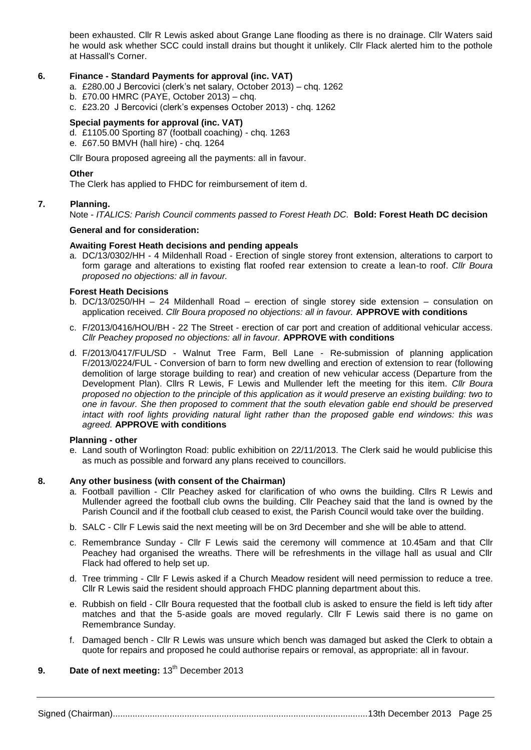been exhausted. Cllr R Lewis asked about Grange Lane flooding as there is no drainage. Cllr Waters said he would ask whether SCC could install drains but thought it unlikely. Cllr Flack alerted him to the pothole at Hassall's Corner.

**6. Finance - Standard Payments for approval (inc. VAT)**

a. £280.00 J Bercovici (clerk's net salary, October 2013) – chq. 1262
b. £70.00 HMRC (PAYE, October 2013) – chq.
c. £23.20 J Bercovici (clerk's expenses October 2013) - chq. 1262

**Special payments for approval (inc. VAT)**

d. £1105.00 Sporting 87 (football coaching) - chq. 1263
e. £67.50 BMVH (hall hire) - chq. 1264

Cllr Boura proposed agreeing all the payments: all in favour.

**Other**

The Clerk has applied to FHDC for reimbursement of item d.

**7. Planning.**

Note - *ITALICS: Parish Council comments passed to Forest Heath DC.* **Bold: Forest Heath DC decision**

**General and for consideration:**

**Awaiting Forest Heath decisions and pending appeals**

a. DC/13/0302/HH - 4 Mildenhall Road - Erection of single storey front extension, alterations to carport to form garage and alterations to existing flat roofed rear extension to create a lean-to roof. *Cllr Boura proposed no objections: all in favour.*

**Forest Heath Decisions**

b. DC/13/0250/HH – 24 Mildenhall Road – erection of single storey side extension – consulation on application received. *Cllr Boura proposed no objections: all in favour.* **APPROVE with conditions**

c. F/2013/0416/HOU/BH - 22 The Street - erection of car port and creation of additional vehicular access. *Cllr Peachey proposed no objections: all in favour.* **APPROVE with conditions**

d. F/2013/0417/FUL/SD - Walnut Tree Farm, Bell Lane - Re-submission of planning application F/2013/0224/FUL - Conversion of barn to form new dwelling and erection of extension to rear (following demolition of large storage building to rear) and creation of new vehicular access (Departure from the Development Plan). Cllrs R Lewis, F Lewis and Mullender left the meeting for this item. *Cllr Boura proposed no objection to the principle of this application as it would preserve an existing building: two to one in favour. She then proposed to comment that the south elevation gable end should be preserved intact with roof lights providing natural light rather than the proposed gable end windows: this was agreed.* **APPROVE with conditions**

**Planning - other**

e. Land south of Worlington Road: public exhibition on 22/11/2013. The Clerk said he would publicise this as much as possible and forward any plans received to councillors.

**8. Any other business (with consent of the Chairman)**

a. Football pavillion - Cllr Peachey asked for clarification of who owns the building. Cllrs R Lewis and Mullender agreed the football club owns the building. Cllr Peachey said that the land is owned by the Parish Council and if the football club ceased to exist, the Parish Council would take over the building.

b. SALC - Cllr F Lewis said the next meeting will be on 3rd December and she will be able to attend.

c. Remembrance Sunday - Cllr F Lewis said the ceremony will commence at 10.45am and that Cllr Peachey had organised the wreaths. There will be refreshments in the village hall as usual and Cllr Flack had offered to help set up.

d. Tree trimming - Cllr F Lewis asked if a Church Meadow resident will need permission to reduce a tree. Cllr R Lewis said the resident should approach FHDC planning department about this.

e. Rubbish on field - Cllr Boura requested that the football club is asked to ensure the field is left tidy after matches and that the 5-aside goals are moved regularly. Cllr F Lewis said there is no game on Remembrance Sunday.

f. Damaged bench - Cllr R Lewis was unsure which bench was damaged but asked the Clerk to obtain a quote for repairs and proposed he could authorise repairs or removal, as appropriate: all in favour.

**9. Date of next meeting:** 13th December 2013

Signed (Chairman)........................................................................................................13th December 2013